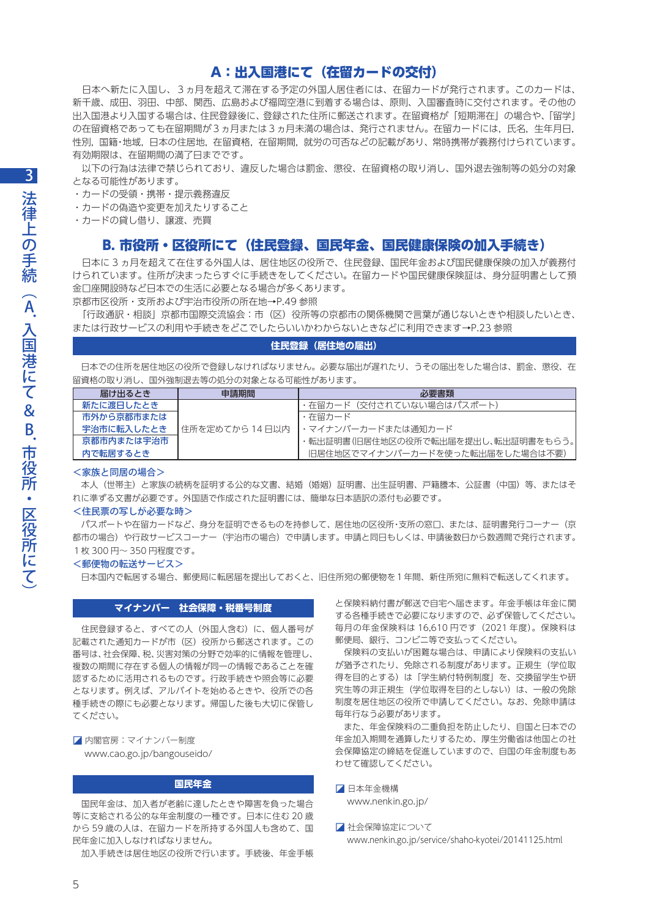## A：出入国港にて（在留カードの交付）

日本へ新たに入国し、３ヵ月を超えて滞在する予定の外国人居住者には、在留カードが発行されます。このカードは、新千歳、成田、羽田、中部、関西、広島および福岡空港に到着する場合は、原則、入国審査時に交付されます。その他の出入国港より入国する場合は、住民登録後に、登録された住所に郵送されます。在留資格が「短期滞在」の場合や、「留学」の在留資格であっても在留期間が３ヵ月または３ヵ月未満の場合は、発行されません。在留カードには，氏名，生年月日，性別，国籍･地域，日本の住居地，在留資格，在留期間，就労の可否などの記載があり、常時携帯が義務付けられています。有効期限は、在留期間の満了日まででず。

以下の行為は法律で禁じられており、違反した場合は罰金、懲役、在留資格の取り消し、国外退去強制等の処分の対象となる可能性があります。

・カードの受領・携帯・提示義務違反
・カードの偽造や変更を加えたりすること
・カードの貸し借り、譲渡、売買

## B. 市役所・区役所にて（住民登録、国民年金、国民健康保険の加入手続き）

日本に３ヵ月を超えて在住する外国人は、居住地区の役所で、住民登録、国民年金および国民健康保険の加入が義務付けられています。住所が決まったらすぐに手続きをしてください。在留カードや国民健康保険証は、身分証明書として預金口座開設時など日本での生活に必要となる場合が多くあります。

京都市区役所・支所および宇治市役所の所在地→P.49 参照

「行政通訳・相談」京都市国際交流協会：市（区）役所等の京都市の関係機関で言葉が通じないときや相談したいとき、または行政サービスの利用や手続きをどこでしたらいいかわからないときなどに利用できます→P.23 参照

### 住民登録（居住地の届出）

日本での住所を居住地区の役所で登録しなければなりません。必要な届出が遅れたり、うその届出をした場合は、罰金、懲役、在留資格の取り消し、国外強制退去等の処分の対象となる可能性があります。

| 届け出るとき | 申請期間 | 必要書類 |
|---|---|---|
| 新たに渡日したとき | 住所を定めてから 14 日以内 | ・在留カード（交付されていない場合はパスポート） |
| 市外から京都市または宇治市に転入したとき | | ・在留カード<br>・マイナンバーカードまたは通知カード<br>・転出証明書(旧居住地区の役所で転出届を提出し、転出証明書をもらう。旧居住地区でマイナンバーカードを使った転出届をした場合は不要) |
| 京都市内または宇治市内で転居するとき | | |

**＜家族と同居の場合＞**

本人（世帯主）と家族の続柄を証明する公的な文書、結婚（婚姻）証明書、出生証明書、戸籍謄本、公証書（中国）等、またはそれに準ずる文書が必要です。外国語で作成された証明書には、簡単な日本語訳の添付も必要です。

**＜住民票の写しが必要な時＞**

パスポートや在留カードなど、身分を証明できるものを持参して、居住地の区役所･支所の窓口、または、証明書発行コーナー（京都市の場合）や行政サービスコーナー（宇治市の場合）で申請します。申請と同日もしくは、申請後数日から数週間で発行されます。１枚 300 円～ 350 円程度です。

**＜郵便物の転送サービス＞**

日本国内で転居する場合、郵便局に転居届を提出しておくと、旧住所宛の郵便物を１年間、新住所宛に無料で転送してくれます。

### マイナンバー　社会保障・税番号制度

住民登録すると、すべての人（外国人含む）に、個人番号が記載された通知カードが市（区）役所から郵送されます。この番号は、社会保障、税、災害対策の分野で効率的に情報を管理し、複数の期間に存在する個人の情報が同一の情報であることを確認するために活用されるものです。行政手続きや照会等に必要となります。例えば、アルバイトを始めるときや、役所での各種手続きの際にも必要となります。帰国した後も大切に保管してください。

◪ 内閣官房：マイナンバー制度
www.cao.go.jp/bangouseido/

### 国民年金

国民年金は、加入者が老齢に達したときや障害を負った場合等に支給される公的な年金制度の一種です。日本に住む 20 歳から 59 歳の人は、在留カードを所持する外国人も含めて、国民年金に加入しなければなりません。

加入手続きは居住地区の役所で行います。手続後、年金手帳と保険料納付書が郵送で自宅へ届きます。年金手帳は年金に関する各種手続きで必要になりますので、必ず保管してください。毎月の年金保険料は 16,610 円です（2021 年度）。保険料は郵便局、銀行、コンビニ等で支払ってください。

保険料の支払いが困難な場合は、申請により保険料の支払いが猶予されたり、免除される制度があります。正規生（学位取得を目的とする）は「学生納付特例制度」を、交換留学生や研究生等の非正規生（学位取得を目的としない）は、一般の免除制度を居住地区の役所で申請してください。なお、免除申請は毎年行なう必要があります。

また、年金保険料の二重負担を防止したり、自国と日本での年金加入期間を通算したりするため、厚生労働省は他国との社会保障協定の締結を促進していますので、自国の年金制度もあわせて確認してください。

◪ 日本年金機構
www.nenkin.go.jp/

◪ 社会保障協定について
www.nenkin.go.jp/service/shaho-kyotei/20141125.html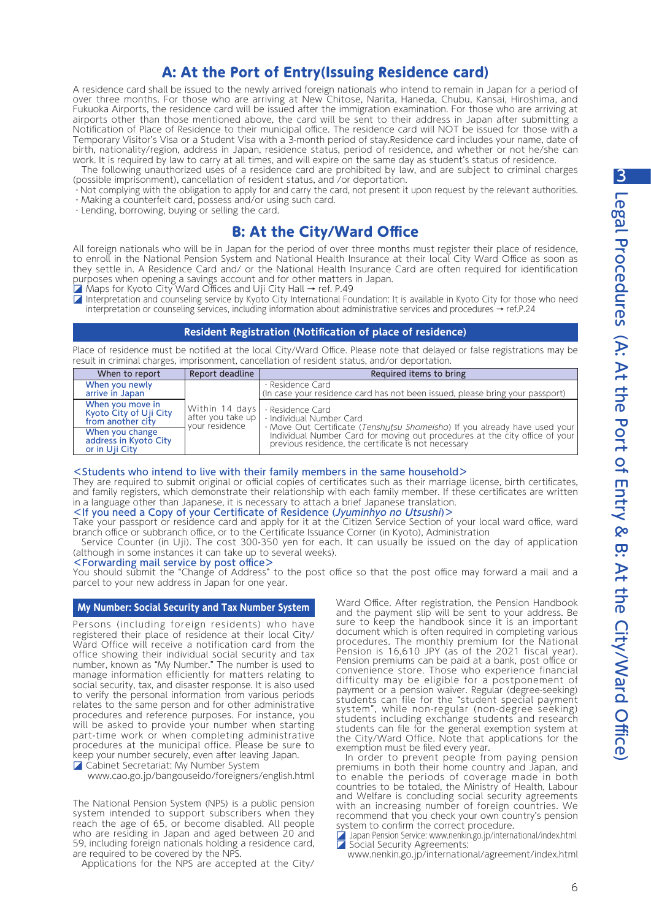## A: At the Port of Entry(Issuing Residence card)

A residence card shall be issued to the newly arrived foreign nationals who intend to remain in Japan for a period of over three months. For those who are arriving at New Chitose, Narita, Haneda, Chubu, Kansai, Hiroshima, and Fukuoka Airports, the residence card will be issued after the immigration examination. For those who are arriving at airports other than those mentioned above, the card will be sent to their address in Japan after submitting a Notification of Place of Residence to their municipal office. The residence card will NOT be issued for those with a Temporary Visitor's Visa or a Student Visa with a 3-month period of stay.Residence card includes your name, date of birth, nationality/region, address in Japan, residence status, period of residence, and whether or not he/she can work. It is required by law to carry at all times, and will expire on the same day as student's status of residence.

The following unauthorized uses of a residence card are prohibited by law, and are subject to criminal charges (possible imprisonment), cancellation of resident status, and /or deportation.

- Not complying with the obligation to apply for and carry the card, not present it upon request by the relevant authorities.
- Making a counterfeit card, possess and/or using such card.
- Lending, borrowing, buying or selling the card.

## B: At the City/Ward Office

All foreign nationals who will be in Japan for the period of over three months must register their place of residence, to enroll in the National Pension System and National Health Insurance at their local City Ward Office as soon as they settle in. A Residence Card and/ or the National Health Insurance Card are often required for identification purposes when opening a savings account and for other matters in Japan.

Maps for Kyoto City Ward Offices and Uji City Hall → ref. P.49

Interpretation and counseling service by Kyoto City International Foundation: It is available in Kyoto City for those who need interpretation or counseling services, including information about administrative services and procedures → ref.P.24

### Resident Registration (Notification of place of residence)

Place of residence must be notified at the local City/Ward Office. Please note that delayed or false registrations may be result in criminal charges, imprisonment, cancellation of resident status, and/or deportation.

| When to report | Report deadline | Required items to bring |
|---|---|---|
| When you newly arrive in Japan | Within 14 days after you take up your residence | · Residence Card<br>(In case your residence card has not been issued, please bring your passport) |
| When you move in Kyoto City of Uji City from another city | | · Residence Card<br>· Individual Number Card<br>· Move Out Certificate (*Tenshutsu Shomeisho*) If you already have used your Individual Number Card for moving out procedures at the city office of your previous residence, the certificate is not necessary |
| When you change address in Kyoto City or in Uji City | | |

**<Students who intend to live with their family members in the same household>**

They are required to submit original or official copies of certificates such as their marriage license, birth certificates, and family registers, which demonstrate their relationship with each family member. If these certificates are written in a language other than Japanese, it is necessary to attach a brief Japanese translation.

**<If you need a Copy of your Certificate of Residence (*Jyuminhyo no Utsushi*)>**

Take your passport or residence card and apply for it at the Citizen Service Section of your local ward office, ward branch office or subbranch office, or to the Certificate Issuance Corner (in Kyoto), Administration

Service Counter (in Uji). The cost 300-350 yen for each. It can usually be issued on the day of application (although in some instances it can take up to several weeks).

**<Forwarding mail service by post office>**

You should submit the "Change of Address" to the post office so that the post office may forward a mail and a parcel to your new address in Japan for one year.

### My Number: Social Security and Tax Number System

Persons (including foreign residents) who have registered their place of residence at their local City/Ward Office will receive a notification card from the office showing their individual social security and tax number, known as "My Number." The number is used to manage information efficiently for matters relating to social security, tax, and disaster response. It is also used to verify the personal information from various periods relates to the same person and for other administrative procedures and reference purposes. For instance, you will be asked to provide your number when starting part-time work or when completing administrative procedures at the municipal office. Please be sure to keep your number securely, even after leaving Japan.

Cabinet Secretariat: My Number System
www.cao.go.jp/bangouseido/foreigners/english.html

The National Pension System (NPS) is a public pension system intended to support subscribers when they reach the age of 65, or become disabled. All people who are residing in Japan and aged between 20 and 59, including foreign nationals holding a residence card, are required to be covered by the NPS.

Applications for the NPS are accepted at the City/Ward Office. After registration, the Pension Handbook and the payment slip will be sent to your address. Be sure to keep the handbook since it is an important document which is often required in completing various procedures. The monthly premium for the National Pension is 16,610 JPY (as of the 2021 fiscal year). Pension premiums can be paid at a bank, post office or convenience store. Those who experience financial difficulty may be eligible for a postponement of payment or a pension waiver. Regular (degree-seeking) students can file for the "student special payment system", while non-regular (non-degree seeking) students including exchange students and research students can file for the general exemption system at the City/Ward Office. Note that applications for the exemption must be filed every year.

In order to prevent people from paying pension premiums in both their home country and Japan, and to enable the periods of coverage made in both countries to be totaled, the Ministry of Health, Labour and Welfare is concluding social security agreements with an increasing number of foreign countries. We recommend that you check your own country's pension system to confirm the correct procedure.

Japan Pension Service: www.nenkin.go.jp/international/index.html
Social Security Agreements:
www.nenkin.go.jp/international/agreement/index.html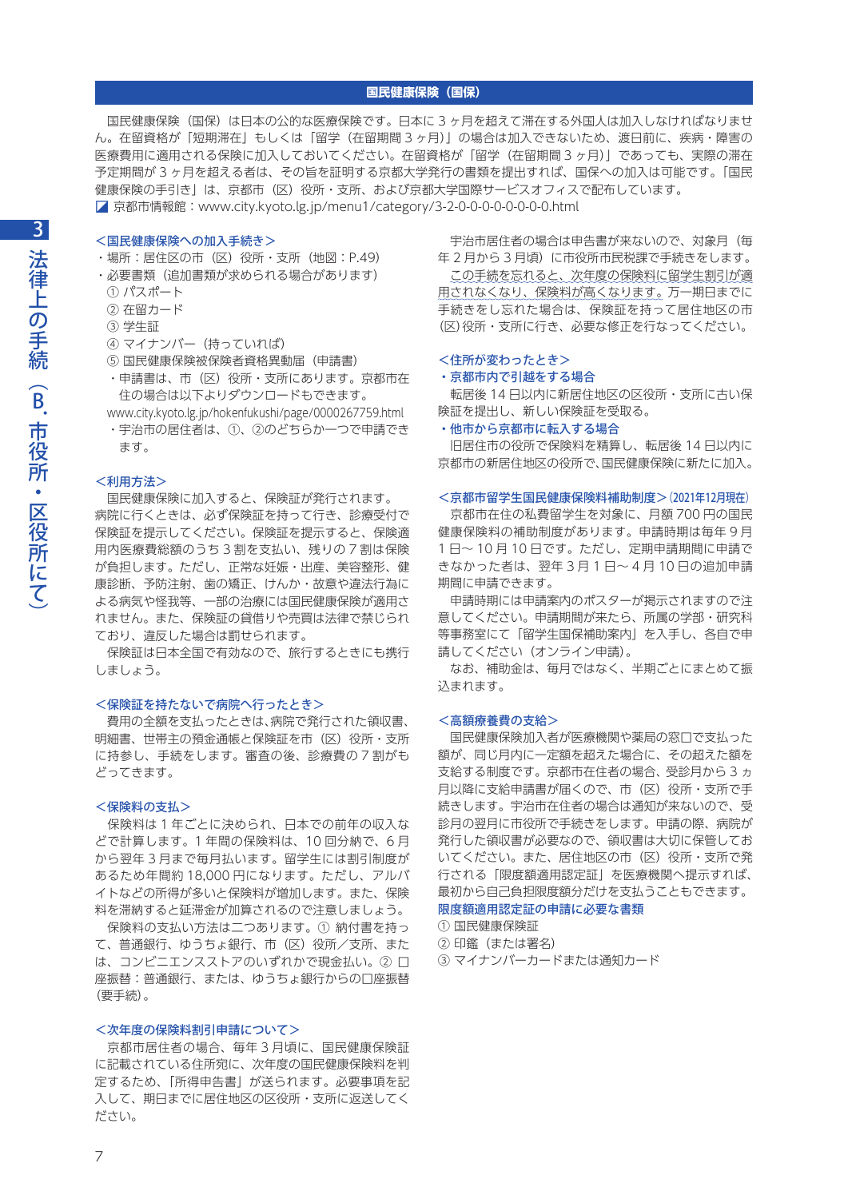## 国民健康保険（国保）

国民健康保険（国保）は日本の公的な医療保険です。日本に３ヶ月を超えて滞在する外国人は加入しなければなりません。在留資格が「短期滞在」もしくは「留学（在留期間３ヶ月）」の場合は加入できないため、渡日前に、疾病・障害の医療費用に適用される保険に加入しておいてください。在留資格が「留学（在留期間３ヶ月）」であっても、実際の滞在予定期間が３ヶ月を超える者は、その旨を証明する京都大学発行の書類を提出すれば、国保への加入は可能です。「国民健康保険の手引き」は、京都市（区）役所・支所、および京都大学国際サービスオフィスで配布しています。

京都市情報館：www.city.kyoto.lg.jp/menu1/category/3-2-0-0-0-0-0-0-0-0.html

### ＜国民健康保険への加入手続き＞

- 場所：居住区の市（区）役所・支所（地図：P.49）
- 必要書類（追加書類が求められる場合があります）
  - ① パスポート
  - ② 在留カード
  - ③ 学生証
  - ④ マイナンバー（持っていれば）
  - ⑤ 国民健康保険被保険者資格異動届（申請書）
  - 申請書は、市（区）役所・支所にあります。京都市在住の場合は以下よりダウンロードもできます。
    www.city.kyoto.lg.jp/hokenfukushi/page/0000267759.html
  - 宇治市の居住者は、①、②のどちらか一つで申請できます。

### ＜利用方法＞

国民健康保険に加入すると、保険証が発行されます。病院に行くときは、必ず保険証を持って行き、診療受付で保険証を提示してください。保険証を提示すると、保険適用内医療費総額のうち３割を支払い、残りの７割は保険が負担します。ただし、正常な妊娠・出産、美容整形、健康診断、予防注射、歯の矯正、けんか・故意や違法行為による病気や怪我等、一部の治療には国民健康保険が適用されません。また、保険証の貸借りや売買は法律で禁じられており、違反した場合は罰せられます。

保険証は日本全国で有効なので、旅行するときにも携行しましょう。

### ＜保険証を持たないで病院へ行ったとき＞

費用の全額を支払ったときは、病院で発行された領収書、明細書、世帯主の預金通帳と保険証を市（区）役所・支所に持参し、手続きをします。審査の後、診療費の７割がもどってきます。

### ＜保険料の支払＞

保険料は１年ごとに決められ、日本での前年の収入などで計算します。１年間の保険料は、10回分納で、６月から翌年３月まで毎月払います。留学生には割引制度があるため年間約18,000円になります。ただし、アルバイトなどの所得が多いと保険料が増加します。また、保険料を滞納すると延滞金が加算されるので注意しましょう。

保険料の支払い方法は二つあります。① 納付書を持って、普通銀行、ゆうちょ銀行、市（区）役所／支所、または、コンビニエンスストアのいずれかで現金払い。② 口座振替：普通銀行、または、ゆうちょ銀行からの口座振替（要手続）。

### ＜次年度の保険料割引申請について＞

京都市居住者の場合、毎年３月頃に、国民健康保険証に記載されている住所宛に、次年度の国民健康保険料を判定するため、「所得申告書」が送られます。必要事項を記入して、期日までに居住地区の区役所・支所に返送してください。

宇治市居住者の場合は申告書が来ないので、対象月（毎年２月から３月頃）に市役所市民税課で手続きをします。この手続を忘れると、次年度の保険料に留学生割引が適用されなくなり、保険料が高くなります。万一期日までに手続きをし忘れた場合は、保険証を持って居住地区の市（区）役所・支所に行き、必要な修正を行なってください。

### ＜住所が変わったとき＞

**・京都市内で引越をする場合**

転居後14日以内に新居住地区の区役所・支所に古い保険証を提出し、新しい保険証を受取る。

**・他市から京都市に転入する場合**

旧居住市の役所で保険料を精算し、転居後14日以内に京都市の新居住地区の役所で、国民健康保険に新たに加入。

### ＜京都市留学生国民健康保険料補助制度＞（2021年12月現在）

京都市在住の私費留学生を対象に、月額700円の国民健康保険料の補助制度があります。申請時期は毎年９月１日～10月10日です。ただし、定期申請期間に申請できなかった者は、翌年３月１日～４月10日の追加申請期間に申請できます。

申請時期には申請案内のポスターが掲示されますので注意してください。申請期間が来たら、所属の学部・研究科等事務室にて「留学生国保補助案内」を入手し、各自で申請してください（オンライン申請）。

なお、補助金は、毎月ではなく、半期ごとにまとめて振込まれます。

### ＜高額療養費の支給＞

国民健康保険加入者が医療機関や薬局の窓口で支払った額が、同じ月内に一定額を超えた場合に、その超えた額を支給する制度です。京都市在住者の場合、受診月から３ヵ月以降に支給申請書が届くので、市（区）役所・支所で手続きします。宇治市在住者の場合は通知が来ないので、受診月の翌月に市役所で手続きをします。申請の際、病院が発行した領収書が必要なので、領収書は大切に保管しておいてください。また、居住地区の市（区）役所・支所で発行される「限度額適用認定証」を医療機関へ提示すれば、最初から自己負担限度額分だけを支払うこともできます。

**限度額適用認定証の申請に必要な書類**

① 国民健康保険証
② 印鑑（または署名）
③ マイナンバーカードまたは通知カード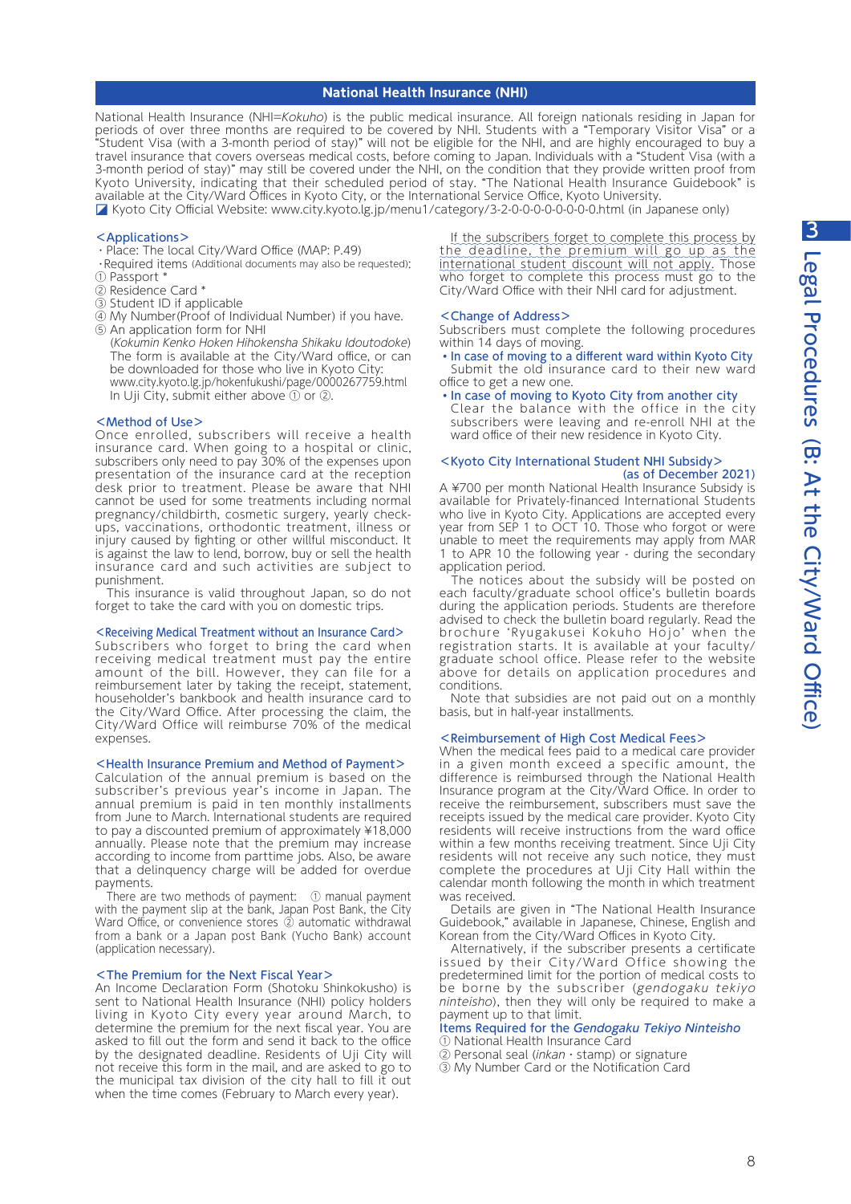## National Health Insurance (NHI)

National Health Insurance (NHI=*Kokuho*) is the public medical insurance. All foreign nationals residing in Japan for periods of over three months are required to be covered by NHI. Students with a "Temporary Visitor Visa" or a "Student Visa (with a 3-month period of stay)" will not be eligible for the NHI, and are highly encouraged to buy a travel insurance that covers overseas medical costs, before coming to Japan. Individuals with a "Student Visa (with a 3-month period of stay)" may still be covered under the NHI, on the condition that they provide written proof from Kyoto University, indicating that their scheduled period of stay. "The National Health Insurance Guidebook" is available at the City/Ward Offices in Kyoto City, or the International Service Office, Kyoto University.

Kyoto City Official Website: www.city.kyoto.lg.jp/menu1/category/3-2-0-0-0-0-0-0-0-0.html (in Japanese only)

### <Applications>

- Place: The local City/Ward Office (MAP: P.49)
- Required items (Additional documents may also be requested):

① Passport *
② Residence Card *
③ Student ID if applicable
④ My Number(Proof of Individual Number) if you have.
⑤ An application form for NHI (*Kokumin Kenko Hoken Hihokensha Shikaku Idoutodoke*) The form is available at the City/Ward office, or can be downloaded for those who live in Kyoto City: www.city.kyoto.lg.jp/hokenfukushi/page/0000267759.html In Uji City, submit either above ① or ②.

### <Method of Use>

Once enrolled, subscribers will receive a health insurance card. When going to a hospital or clinic, subscribers only need to pay 30% of the expenses upon presentation of the insurance card at the reception desk prior to treatment. Please be aware that NHI cannot be used for some treatments including normal pregnancy/childbirth, cosmetic surgery, yearly check-ups, vaccinations, orthodontic treatment, illness or injury caused by fighting or other willful misconduct. It is against the law to lend, borrow, buy or sell the health insurance card and such activities are subject to punishment.

This insurance is valid throughout Japan, so do not forget to take the card with you on domestic trips.

### <Receiving Medical Treatment without an Insurance Card>

Subscribers who forget to bring the card when receiving medical treatment must pay the entire amount of the bill. However, they can file for a reimbursement later by taking the receipt, statement, householder's bankbook and health insurance card to the City/Ward Office. After processing the claim, the City/Ward Office will reimburse 70% of the medical expenses.

### <Health Insurance Premium and Method of Payment>

Calculation of the annual premium is based on the subscriber's previous year's income in Japan. The annual premium is paid in ten monthly installments from June to March. International students are required to pay a discounted premium of approximately ¥18,000 annually. Please note that the premium may increase according to income from parttime jobs. Also, be aware that a delinquency charge will be added for overdue payments.

There are two methods of payment: ① manual payment with the payment slip at the bank, Japan Post Bank, the City Ward Office, or convenience stores ② automatic withdrawal from a bank or a Japan post Bank (Yucho Bank) account (application necessary).

### <The Premium for the Next Fiscal Year>

An Income Declaration Form (Shotoku Shinkokusho) is sent to National Health Insurance (NHI) policy holders living in Kyoto City every year around March, to determine the premium for the next fiscal year. You are asked to fill out the form and send it back to the office by the designated deadline. Residents of Uji City will not receive this form in the mail, and are asked to go to the municipal tax division of the city hall to fill it out when the time comes (February to March every year).

If the subscribers forget to complete this process by the deadline, the premium will go up as the international student discount will not apply. Those who forget to complete this process must go to the City/Ward Office with their NHI card for adjustment.

### <Change of Address>

Subscribers must complete the following procedures within 14 days of moving.

- In case of moving to a different ward within Kyoto City
  Submit the old insurance card to their new ward office to get a new one.
- In case of moving to Kyoto City from another city
  Clear the balance with the office in the city subscribers were leaving and re-enroll NHI at the ward office of their new residence in Kyoto City.

### <Kyoto City International Student NHI Subsidy> (as of December 2021)

A ¥700 per month National Health Insurance Subsidy is available for Privately-financed International Students who live in Kyoto City. Applications are accepted every year from SEP 1 to OCT 10. Those who forgot or were unable to meet the requirements may apply from MAR 1 to APR 10 the following year - during the secondary application period.

The notices about the subsidy will be posted on each faculty/graduate school office's bulletin boards during the application periods. Students are therefore advised to check the bulletin board regularly. Read the brochure 'Ryugakusei Kokuho Hojo' when the registration starts. It is available at your faculty/graduate school office. Please refer to the website above for details on application procedures and conditions.

Note that subsidies are not paid out on a monthly basis, but in half-year installments.

### <Reimbursement of High Cost Medical Fees>

When the medical fees paid to a medical care provider in a given month exceed a specific amount, the difference is reimbursed through the National Health Insurance program at the City/Ward Office. In order to receive the reimbursement, subscribers must save the receipts issued by the medical care provider. Kyoto City residents will receive instructions from the ward office within a few months receiving treatment. Since Uji City residents will not receive any such notice, they must complete the procedures at Uji City Hall within the calendar month following the month in which treatment was received.

Details are given in "The National Health Insurance Guidebook," available in Japanese, Chinese, English and Korean from the City/Ward Offices in Kyoto City.

Alternatively, if the subscriber presents a certificate issued by their City/Ward Office showing the predetermined limit for the portion of medical costs to be borne by the subscriber (*gendogaku tekiyo ninteisho*), then they will only be required to make a payment up to that limit.

#### Items Required for the *Gendogaku Tekiyo Ninteisho*

① National Health Insurance Card
② Personal seal (*inkan* · stamp) or signature
③ My Number Card or the Notification Card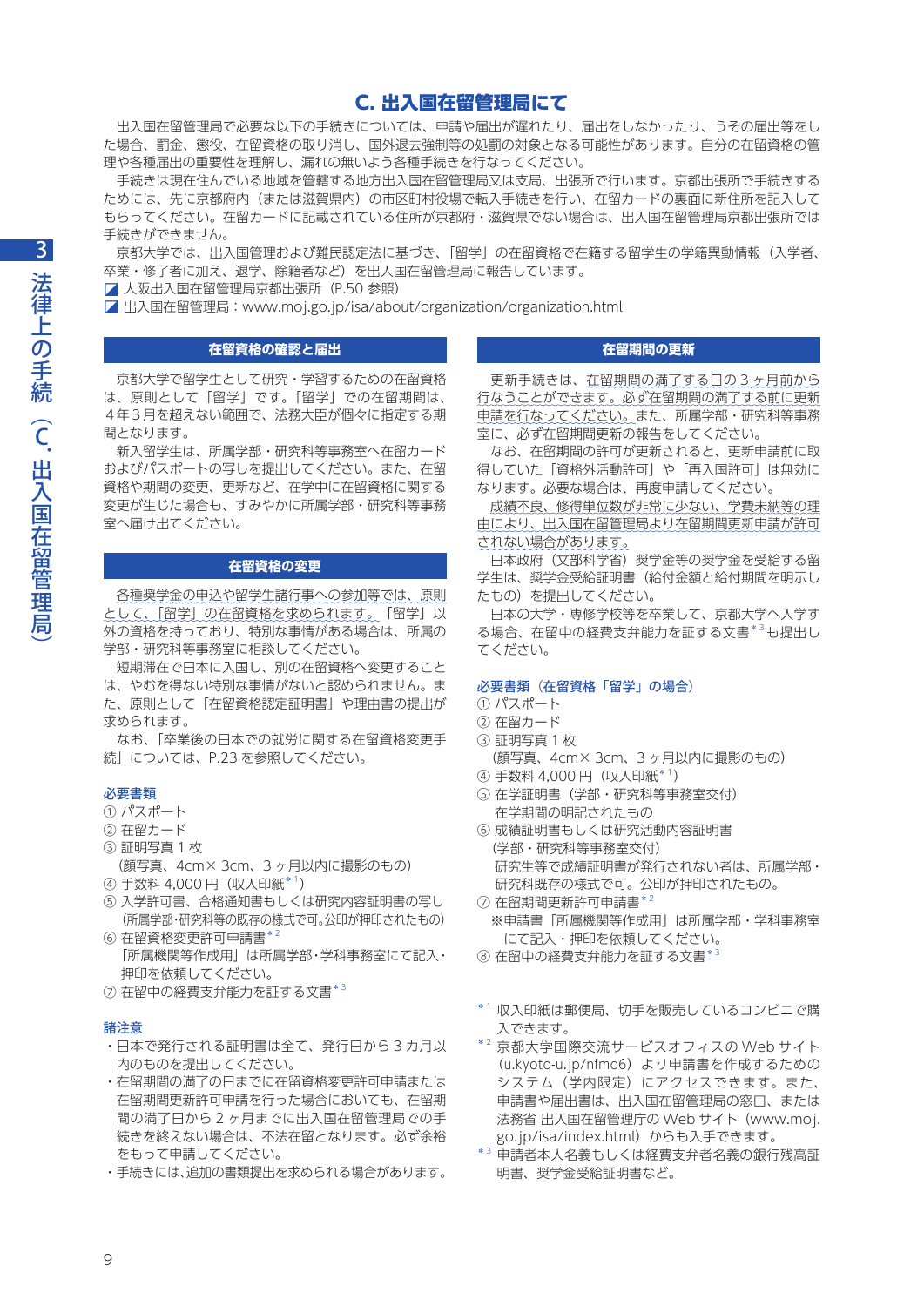## C. 出入国在留管理局にて

出入国在留管理局で必要な以下の手続きについては、申請や届出が遅れたり、届出をしなかったり、うその届出等をした場合、罰金、懲役、在留資格の取り消し、国外退去強制等の処罰の対象となる可能性があります。自分の在留資格の管理や各種届出の重要性を理解し、漏れの無いよう各種手続きを行なってください。

手続きは現在住んでいる地域を管轄する地方出入国在留管理局又は支局、出張所で行います。京都出張所で手続きするためには、先に京都府内（または滋賀県内）の市区町村役場で転入手続きを行い、在留カードの裏面に新住所を記入してもらってください。在留カードに記載されている住所が京都府・滋賀県でない場合は、出入国在留管理局京都出張所では手続きができません。

京都大学では、出入国管理および難民認定法に基づき、「留学」の在留資格で在籍する留学生の学籍異動情報（入学者、卒業・修了者に加え、退学、除籍者など）を出入国在留管理局に報告しています。

◪ 大阪出入国在留管理局京都出張所（P.50 参照）
◪ 出入国在留管理局：www.moj.go.jp/isa/about/organization/organization.html

### 在留資格の確認と届出

京都大学で留学生として研究・学習するための在留資格は、原則として「留学」です。「留学」での在留期間は、４年３月を超えない範囲で、法務大臣が個々に指定する期間となります。

新入留学生は、所属学部・研究科等事務室へ在留カードおよびパスポートの写しを提出してください。また、在留資格や期間の変更、更新など、在学中に在留資格に関する変更が生じた場合も、すみやかに所属学部・研究科等事務室へ届け出てください。

### 在留資格の変更

各種奨学金の申込や留学生諸行事への参加等では、原則として、「留学」の在留資格を求められます。「留学」以外の資格を持っており、特別な事情がある場合は、所属の学部・研究科等事務室に相談してください。

短期滞在で日本に入国し、別の在留資格へ変更することは、やむを得ない特別な事情がないと認められません。また、原則として「在留資格認定証明書」や理由書の提出が求められます。

なお、「卒業後の日本での就労に関する在留資格変更手続」については、P.23 を参照してください。

**必要書類**

① パスポート
② 在留カード
③ 証明写真 1 枚
（顔写真、4cm× 3cm、3 ヶ月以内に撮影のもの）
④ 手数料 4,000 円（収入印紙*[1]）
⑤ 入学許可書、合格通知書もしくは研究内容証明書の写し
（所属学部･研究科等の既存の様式で可。公印が押印されたもの）
⑥ 在留資格変更許可申請書*[2]
「所属機関等作成用」は所属学部・学科事務室にて記入・押印を依頼してください。
⑦ 在留中の経費支弁能力を証する文書*[3]

**諸注意**

- 日本で発行される証明書は全て、発行日から 3 カ月以内のものを提出してください。
- 在留期間の満了の日までに在留資格変更許可申請または在留期間更新許可申請を行った場合においても、在留期間の満了日から 2 ヶ月までに出入国在留管理局での手続きを終えない場合は、不法在留となります。必ず余裕をもって申請してください。
- 手続きには､追加の書類提出を求められる場合があります。

### 在留期間の更新

更新手続きは、在留期間の満了する日の 3 ヶ月前から行なうことができます。必ず在留期間の満了する前に更新申請を行なってください。また、所属学部・研究科等事務室に、必ず在留期間更新の報告をしてください。

なお、在留期間の許可が更新されると、更新申請前に取得していた「資格外活動許可」や「再入国許可」は無効になります。必要な場合は、再度申請してください。

成績不良、修得単位数が非常に少ない、学費未納等の理由により、出入国在留管理局より在留期間更新申請が許可されない場合があります。

日本政府（文部科学省）奨学金等の奨学金を受給する留学生は、奨学金受給証明書（給付金額と給付期間を明示したもの）を提出してください。

日本の大学・専修学校等を卒業して、京都大学へ入学する場合、在留中の経費支弁能力を証する文書*[3]も提出してください。

**必要書類（在留資格「留学」の場合）**

① パスポート
② 在留カード
③ 証明写真 1 枚
（顔写真、4cm× 3cm、3 ヶ月以内に撮影のもの）
④ 手数料 4,000 円（収入印紙*[1]）
⑤ 在学証明書（学部・研究科等事務室交付）
在学期間の明記されたもの
⑥ 成績証明書もしくは研究活動内容証明書
（学部・研究科等事務室交付）
研究生等で成績証明書が発行されない者は、所属学部・研究科既存の様式で可。公印が押印されたもの。
⑦ 在留期間更新許可申請書*[2]
※申請書「所属機関等作成用」は所属学部・学科事務室にて記入・押印を依頼してください。
⑧ 在留中の経費支弁能力を証する文書*[3]

*[1] 収入印紙は郵便局、切手を販売しているコンビニで購入できます。
*[2] 京都大学国際交流サービスオフィスの Web サイト（u.kyoto-u.jp/nfmo6）より申請書を作成するためのシステム（学内限定）にアクセスできます。また、申請書や届出書は、出入国在留管理局の窓口、または法務省 出入国在留管理庁の Web サイト（www.moj.go.jp/isa/index.html）からも入手できます。
*[3] 申請者本人名義もしくは経費支弁者名義の銀行残高証明書、奨学金受給証明書など。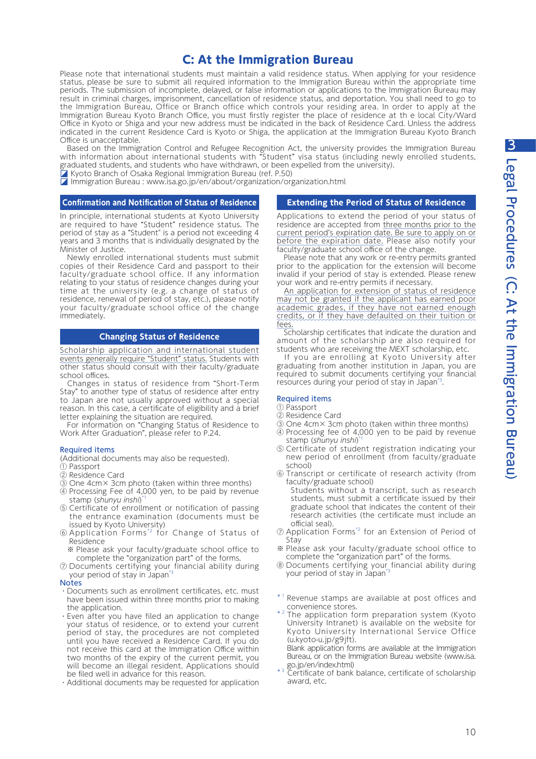# C: At the Immigration Bureau

Please note that international students must maintain a valid residence status. When applying for your residence status, please be sure to submit all required information to the Immigration Bureau within the appropriate time periods. The submission of incomplete, delayed, or false information or applications to the Immigration Bureau may result in criminal charges, imprisonment, cancellation of residence status, and deportation. You shall need to go to the Immigration Bureau, Office or Branch office which controls your residing area. In order to apply at the Immigration Bureau Kyoto Branch Office, you must firstly register the place of residence at th e local City/Ward Office in Kyoto or Shiga and your new address must be indicated in the back of Residence Card. Unless the address indicated in the current Residence Card is Kyoto or Shiga, the application at the Immigration Bureau Kyoto Branch Office is unacceptable.

Based on the Immigration Control and Refugee Recognition Act, the university provides the Immigration Bureau with information about international students with "Student" visa status (including newly enrolled students, graduated students, and students who have withdrawn, or been expelled from the university).

- Kyoto Branch of Osaka Regional Immigration Bureau (ref. P.50)
- Immigration Bureau : www.isa.go.jp/en/about/organization/organization.html

## Confirmation and Notification of Status of Residence

In principle, international students at Kyoto University are required to have "Student" residence status. The period of stay as a "Student" is a period not exceeding 4 years and 3 months that is individually designated by the Minister of Justice.

Newly enrolled international students must submit copies of their Residence Card and passport to their faculty/graduate school office. If any information relating to your status of residence changes during your time at the university (e.g. a change of status of residence, renewal of period of stay, etc.), please notify your faculty/graduate school office of the change immediately.

## Changing Status of Residence

Scholarship application and international student events generally require "Student" status. Students with other status should consult with their faculty/graduate school offices.

Changes in status of residence from "Short-Term Stay" to another type of status of residence after entry to Japan are not usually approved without a special reason. In this case, a certificate of eligibility and a brief letter explaining the situation are required.

For information on "Changing Status of Residence to Work After Graduation", please refer to P.24.

### Required items

(Additional documents may also be requested).

① Passport
② Residence Card
③ One 4cm× 3cm photo (taken within three months)
④ Processing Fee of 4,000 yen, to be paid by revenue stamp (*shunyu inshi*)[*1]
⑤ Certificate of enrollment or notification of passing the entrance examination (documents must be issued by Kyoto University)
⑥ Application Forms[*2] for Change of Status of Residence
※ Please ask your faculty/graduate school office to complete the "organization part" of the forms.
⑦ Documents certifying your financial ability during your period of stay in Japan[*3]

### Notes

- Documents such as enrollment certificates, etc. must have been issued within three months prior to making the application.
- Even after you have filed an application to change your status of residence, or to extend your current period of stay, the procedures are not completed until you have received a Residence Card. If you do not receive this card at the Immigration Office within two months of the expiry of the current permit, you will become an illegal resident. Applications should be filed well in advance for this reason.
- Additional documents may be requested for application

## Extending the Period of Status of Residence

Applications to extend the period of your status of residence are accepted from three months prior to the current period's expiration date. Be sure to apply on or before the expiration date. Please also notify your faculty/graduate school office of the change.

Please note that any work or re-entry permits granted prior to the application for the extension will become invalid if your period of stay is extended. Please renew your work and re-entry permits if necessary.

An application for extension of status of residence may not be granted if the applicant has earned poor academic grades, if they have not earned enough credits, or if they have defaulted on their tuition or fees.

Scholarship certificates that indicate the duration and amount of the scholarship are also required for students who are receiving the MEXT scholarship, etc.

If you are enrolling at Kyoto University after graduating from another institution in Japan, you are required to submit documents certifying your financial resources during your period of stay in Japan[*3].

### Required items

① Passport
② Residence Card
③ One 4cm× 3cm photo (taken within three months)
④ Processing fee of 4,000 yen to be paid by revenue stamp (*shunyu inshi*)[*1]
⑤ Certificate of student registration indicating your new period of enrollment (from faculty/graduate school)
⑥ Transcript or certificate of research activity (from faculty/graduate school)
Students without a transcript, such as research students, must submit a certificate issued by their graduate school that indicates the content of their research activities (the certificate must include an official seal).
⑦ Application Forms[*2] for an Extension of Period of Stay
※ Please ask your faculty/graduate school office to complete the "organization part" of the forms.
⑧ Documents certifying your financial ability during your period of stay in Japan[*3]

---

[*1] Revenue stamps are available at post offices and convenience stores.

[*2] The application form preparation system (Kyoto University Intranet) is available on the website for Kyoto University International Service Office (u.kyoto-u.jp/g9jft).
Blank application forms are available at the Immigration Bureau, or on the Immigration Bureau website (www.isa.go.jp/en/index.html)

[*3] Certificate of bank balance, certificate of scholarship award, etc.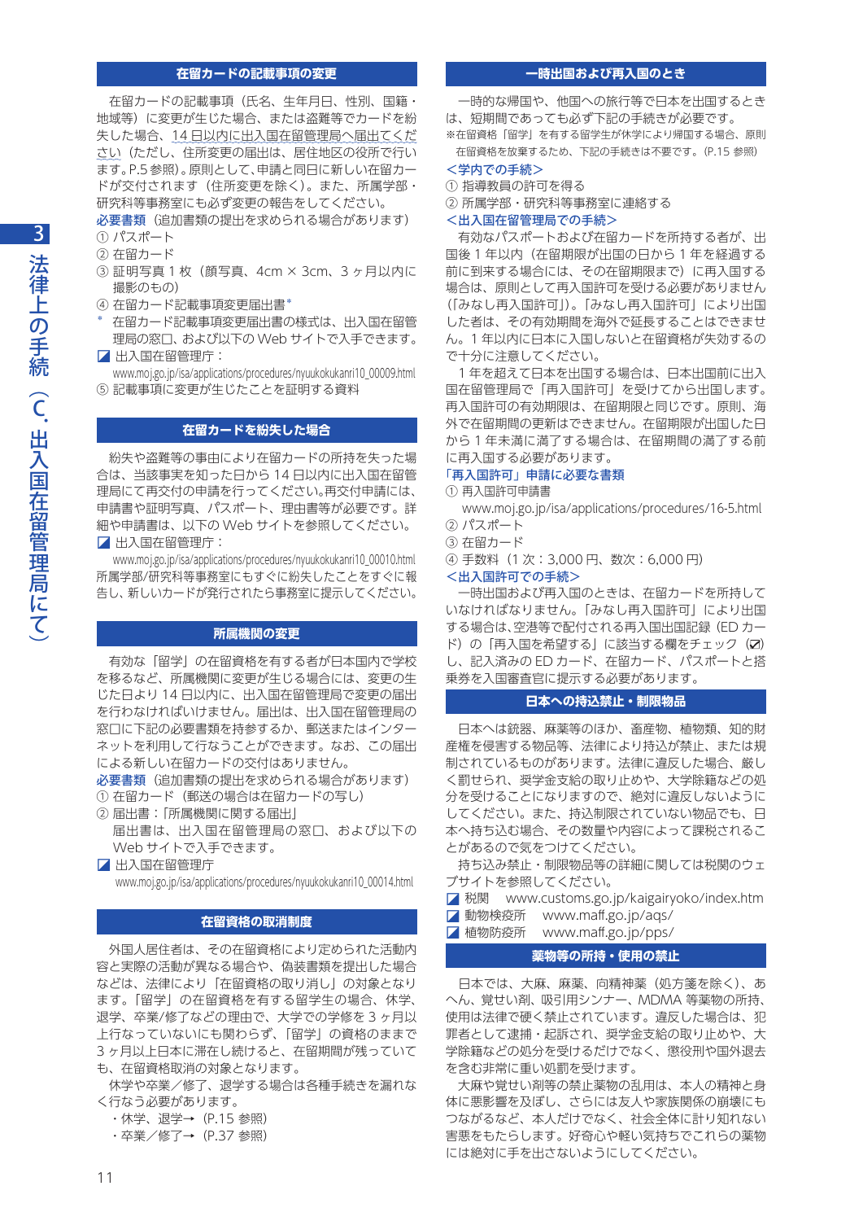## 在留カードの記載事項の変更

在留カードの記載事項（氏名、生年月日、性別、国籍・地域等）に変更が生じた場合、または盗難等でカードを紛失した場合、14 日以内に出入国在留管理局へ届出てください（ただし、住所変更の届出は、居住地区の役所で行います。P.5 参照）。原則として、申請と同日に新しい在留カードが交付されます（住所変更を除く）。また、所属学部・研究科等事務室にも必ず変更の報告をしてください。

必要書類（追加書類の提出を求められる場合があります）

① パスポート
② 在留カード
③ 証明写真 1 枚（顔写真、4cm × 3cm、3 ヶ月以内に撮影のもの）
④ 在留カード記載事項変更届出書*

\* 在留カード記載事項変更届出書の様式は、出入国在留管理局の窓口、および以下の Web サイトで入手できます。

◪ 出入国在留管理庁：
www.moj.go.jp/isa/applications/procedures/nyuukokukanri10_00009.html

⑤ 記載事項に変更が生じたことを証明する資料

## 在留カードを紛失した場合

紛失や盗難等の事由により在留カードの所持を失った場合は、当該事実を知った日から 14 日以内に出入国在留管理局にて再交付の申請を行ってください。再交付申請には、申請書や証明写真、パスポート、理由書等が必要です。詳細や申請書は、以下の Web サイトを参照してください。

◪ 出入国在留管理庁：
www.moj.go.jp/isa/applications/procedures/nyuukokukanri10_00010.html

所属学部/研究科等事務室にもすぐに紛失したことをすぐに報告し、新しいカードが発行されたら事務室に提示してください。

## 所属機関の変更

有効な「留学」の在留資格を有する者が日本国内で学校を移るなど、所属機関に変更が生じる場合には、変更の生じた日より 14 日以内に、出入国在留管理局で変更の届出を行わなければいけません。届出は、出入国在留管理局の窓口に下記の必要書類を持参するか、郵送またはインターネットを利用して行なうことができます。なお、この届出による新しい在留カードの交付はありません。

必要書類（追加書類の提出を求められる場合があります）

① 在留カード（郵送の場合は在留カードの写し）
② 届出書：「所属機関に関する届出」
届出書は、出入国在留管理局の窓口、および以下の Web サイトで入手できます。

◪ 出入国在留管理庁
www.moj.go.jp/isa/applications/procedures/nyuukokukanri10_00014.html

## 在留資格の取消制度

外国人居住者は、その在留資格により定められた活動内容と実際の活動が異なる場合や、偽装書類を提出した場合などは、法律により「在留資格の取り消し」の対象となります。「留学」の在留資格を有する留学生の場合、休学、退学、卒業/修了などの理由で、大学での学修を 3 ヶ月以上行なっていないにも関わらず、「留学」の資格のままで 3 ヶ月以上日本に滞在し続けると、在留期間が残っていても、在留資格取消の対象となります。

休学や卒業／修了、退学する場合は各種手続きを漏れなく行なう必要があります。

・休学、退学→（P.15 参照）
・卒業／修了→（P.37 参照）

## 一時出国および再入国のとき

一時的な帰国や、他国への旅行等で日本を出国するときは、短期間であっても必ず下記の手続きが必要です。

※在留資格「留学」を有する留学生が休学により帰国する場合、原則在留資格を放棄するため、下記の手続きは不要です。（P.15 参照）

### ＜学内での手続き＞

① 指導教員の許可を得る
② 所属学部・研究科等事務室に連絡する

### ＜出入国在留管理局での手続き＞

有効なパスポートおよび在留カードを所持する者が、出国後 1 年以内（在留期限が出国の日から 1 年を経過する前に到来する場合には、その在留期限まで）に再入国する場合には、原則として再入国許可を受ける必要がありません（「みなし再入国許可」）。「みなし再入国許可」により出国した者は、その有効期限を海外で延長することはできません。1 年以内に日本に入国しないと在留資格が失効するので十分に注意してください。

1 年を超えて日本を出国する場合は、日本出国前に出入国在留管理局で「再入国許可」を受けてから出国します。再入国許可の有効期限は、在留期限と同じです。原則、海外で在留期間の更新はできません。在留期限が出国した日から 1 年未満に満了する場合は、在留期間の満了する前に再入国する必要があります。

「再入国許可」申請に必要な書類

① 再入国許可申請書
www.moj.go.jp/isa/applications/procedures/16-5.html
② パスポート
③ 在留カード
④ 手数料（1 次：3,000 円、数次：6,000 円）

### ＜出入国での手続き＞

一時出国および再入国のときは、在留カードを所持していなければなりません。「みなし再入国許可」により出国する場合は、空港等で配付される再入国出国記録（ED カード）の「再入国を希望する」に該当する欄をチェック（☑）し、記入済みの ED カード、在留カード、パスポートと搭乗券を入国審査官に提示する必要があります。

## 日本への持込禁止・制限物品

日本へは銃器、麻薬等のほか、畜産物、植物類、知的財産権を侵害する物品等、法律により持込が禁止、または規制されているものがあります。法律に違反した場合、厳しく罰せられ、奨学金支給の取り止めや、大学除籍などの処分を受けることになりますので、絶対に違反しないようにしてください。また、持込制限されていない物品でも、日本へ持ち込む場合、その数量や内容によって課税されることがあるので気をつけてください。

持ち込み禁止・制限物品等の詳細に関しては税関のウェブサイトを参照してください。

◪ 税関　www.customs.go.jp/kaigairyoko/index.htm
◪ 動物検疫所　www.maff.go.jp/aqs/
◪ 植物防疫所　www.maff.go.jp/pps/

## 薬物等の所持・使用の禁止

日本では、大麻、麻薬、向精神薬（処方箋を除く）、あへん、覚せい剤、吸引用シンナー、MDMA 等薬物の所持、使用は法律で硬く禁止されています。違反した場合は、犯罪者として逮捕・起訴され、奨学金支給の取り止めや、大学除籍などの処分を受けるだけでなく、懲役刑や国外退去を含む非常に重い処罰を受けます。

大麻や覚せい剤等の禁止薬物の乱用は、本人の精神と身体に悪影響を及ぼし、さらには友人や家族関係の崩壊にもつながるなど、本人だけでなく、社会全体に計り知れない害悪をもたらします。好奇心や軽い気持ちでこれらの薬物には絶対に手を出さないようにしてください。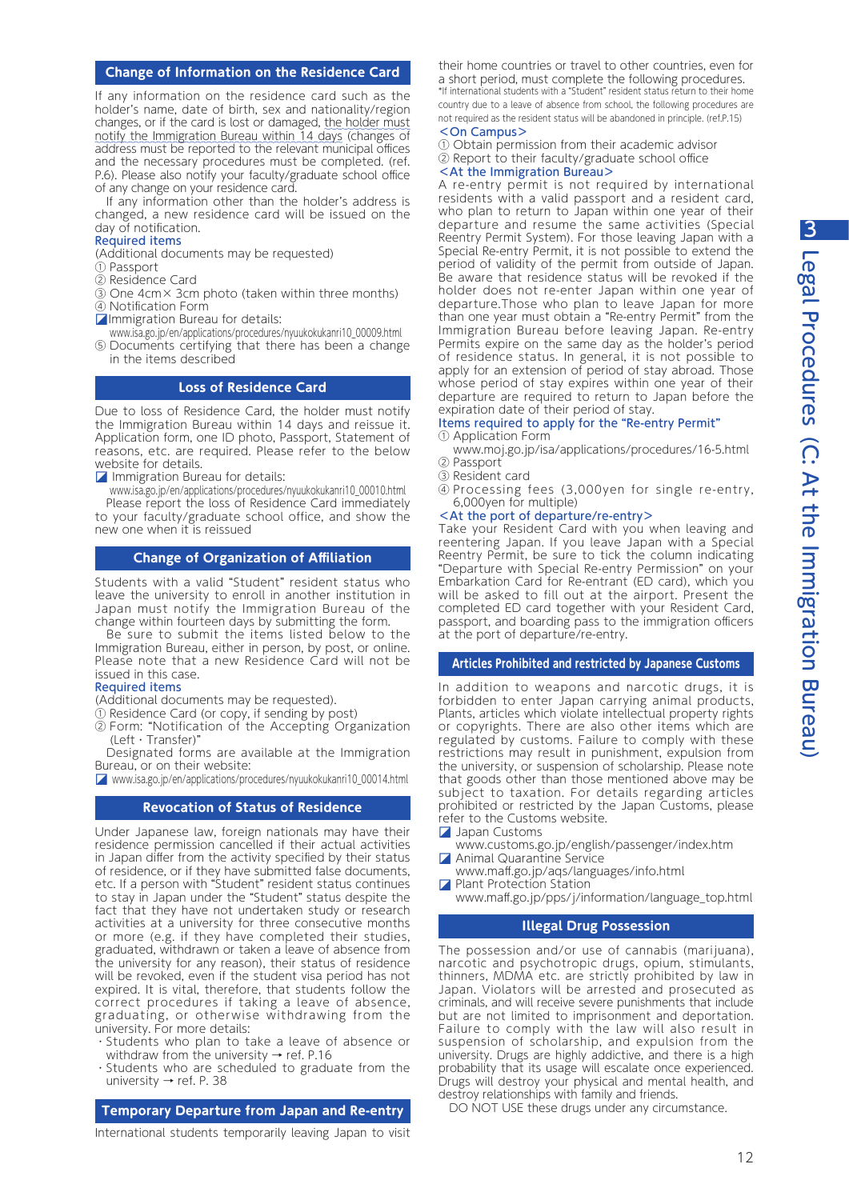## Change of Information on the Residence Card

If any information on the residence card such as the holder's name, date of birth, sex and nationality/region changes, or if the card is lost or damaged, the holder must notify the Immigration Bureau within 14 days (changes of address must be reported to the relevant municipal offices and the necessary procedures must be completed. (ref. P.6). Please also notify your faculty/graduate school office of any change on your residence card.

If any information other than the holder's address is changed, a new residence card will be issued on the day of notification.

Required items

(Additional documents may be requested)

① Passport
② Residence Card
③ One 4cm× 3cm photo (taken within three months)
④ Notification Form
Immigration Bureau for details:
www.isa.go.jp/en/applications/procedures/nyuukokukanri10_00009.html
⑤ Documents certifying that there has been a change in the items described

## Loss of Residence Card

Due to loss of Residence Card, the holder must notify the Immigration Bureau within 14 days and reissue it. Application form, one ID photo, Passport, Statement of reasons, etc. are required. Please refer to the below website for details.

Immigration Bureau for details:
www.isa.go.jp/en/applications/procedures/nyuukokukanri10_00010.html

Please report the loss of Residence Card immediately to your faculty/graduate school office, and show the new one when it is reissued

## Change of Organization of Affiliation

Students with a valid "Student" resident status who leave the university to enroll in another institution in Japan must notify the Immigration Bureau of the change within fourteen days by submitting the form.

Be sure to submit the items listed below to the Immigration Bureau, either in person, by post, or online. Please note that a new Residence Card will not be issued in this case.

Required items

(Additional documents may be requested).

① Residence Card (or copy, if sending by post)
② Form: "Notification of the Accepting Organization (Left · Transfer)"

Designated forms are available at the Immigration Bureau, or on their website:
www.isa.go.jp/en/applications/procedures/nyuukokukanri10_00014.html

## Revocation of Status of Residence

Under Japanese law, foreign nationals may have their residence permission cancelled if their actual activities in Japan differ from the activity specified by their status of residence, or if they have submitted false documents, etc. If a person with "Student" resident status continues to stay in Japan under the "Student" status despite the fact that they have not undertaken study or research activities at a university for three consecutive months or more (e.g. if they have completed their studies, graduated, withdrawn or taken a leave of absence from the university for any reason), their status of residence will be revoked, even if the student visa period has not expired. It is vital, therefore, that students follow the correct procedures if taking a leave of absence, graduating, or otherwise withdrawing from the university. For more details:

- Students who plan to take a leave of absence or withdraw from the university → ref. P.16
- Students who are scheduled to graduate from the university → ref. P. 38

## Temporary Departure from Japan and Re-entry

International students temporarily leaving Japan to visit their home countries or travel to other countries, even for a short period, must complete the following procedures.

*If international students with a "Student" resident status return to their home country due to a leave of absence from school, the following procedures are not required as the resident status will be abandoned in principle. (ref.P.15)

<On Campus>

① Obtain permission from their academic advisor
② Report to their faculty/graduate school office

<At the Immigration Bureau>

A re-entry permit is not required by international residents with a valid passport and a resident card, who plan to return to Japan within one year of their departure and resume the same activities (Special Reentry Permit System). For those leaving Japan with a Special Re-entry Permit, it is not possible to extend the period of validity of the permit from outside of Japan. Be aware that residence status will be revoked if the holder does not re-enter Japan within one year of departure.Those who plan to leave Japan for more than one year must obtain a "Re-entry Permit" from the Immigration Bureau before leaving Japan. Re-entry Permits expire on the same day as the holder's period of residence status. In general, it is not possible to apply for an extension of period of stay abroad. Those whose period of stay expires within one year of their departure are required to return to Japan before the expiration date of their period of stay.

Items required to apply for the "Re-entry Permit"

① Application Form
www.moj.go.jp/isa/applications/procedures/16-5.html
② Passport
③ Resident card
④ Processing fees (3,000yen for single re-entry, 6,000yen for multiple)

<At the port of departure/re-entry>

Take your Resident Card with you when leaving and reentering Japan. If you leave Japan with a Special Reentry Permit, be sure to tick the column indicating "Departure with Special Re-entry Permission" on your Embarkation Card for Re-entrant (ED card), which you will be asked to fill out at the airport. Present the completed ED card together with your Resident Card, passport, and boarding pass to the immigration officers at the port of departure/re-entry.

## Articles Prohibited and restricted by Japanese Customs

In addition to weapons and narcotic drugs, it is forbidden to enter Japan carrying animal products, Plants, articles which violate intellectual property rights or copyrights. There are also other items which are regulated by customs. Failure to comply with these restrictions may result in punishment, expulsion from the university, or suspension of scholarship. Please note that goods other than those mentioned above may be subject to taxation. For details regarding articles prohibited or restricted by the Japan Customs, please refer to the Customs website.

Japan Customs
www.customs.go.jp/english/passenger/index.htm
Animal Quarantine Service
www.maff.go.jp/aqs/languages/info.html
Plant Protection Station
www.maff.go.jp/pps/j/information/language_top.html

## Illegal Drug Possession

The possession and/or use of cannabis (marijuana), narcotic and psychotropic drugs, opium, stimulants, thinners, MDMA etc. are strictly prohibited by law in Japan. Violators will be arrested and prosecuted as criminals, and will receive severe punishments that include but are not limited to imprisonment and deportation. Failure to comply with the law will also result in suspension of scholarship, and expulsion from the university. Drugs are highly addictive, and there is a high probability that its usage will escalate once experienced. Drugs will destroy your physical and mental health, and destroy relationships with family and friends.

DO NOT USE these drugs under any circumstance.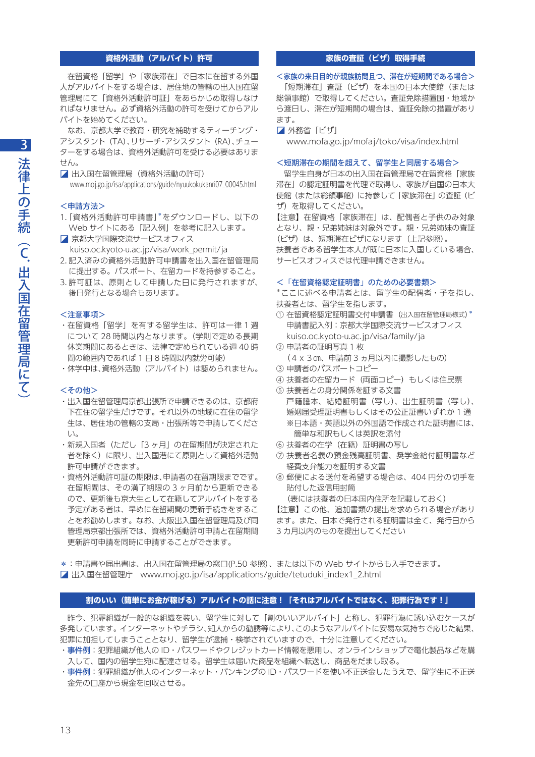## 資格外活動（アルバイト）許可

在留資格「留学」や「家族滞在」で日本に在留する外国人がアルバイトをする場合は、居住地の管轄の出入国在留管理局にて「資格外活動許可証」をあらかじめ取得しなければなりません。必ず資格外活動の許可を受けてからアルバイトを始めてください。

なお、京都大学で教育・研究を補助するティーチング・アシスタント（TA）、リサーチ・アシスタント（RA）、チューターをする場合は、資格外活動許可を受ける必要はありません。

◪ 出入国在留管理局（資格外活動の許可）
www.moj.go.jp/isa/applications/guide/nyuukokukanri07_00045.html

### <申請方法>

1. 「資格外活動許可申請書」*をダウンロードし、以下の Web サイトにある「記入例」を参考に記入します。
   ◪ 京都大学国際交流サービスオフィス
   kuiso.oc.kyoto-u.ac.jp/visa/work_permit/ja
2. 記入済みの資格外活動許可申請書を出入国在留管理局に提出する。パスポート、在留カードを持参すること。
3. 許可証は、原則として申請した日に発行されますが、後日発行となる場合もあります。

### <注意事項>

- 在留資格「留学」を有する留学生は、許可は一律 1 週について 28 時間以内となります。（学則で定める長期休業期間にあるときは、法律で定められている週 40 時間の範囲内であれば 1 日 8 時間以内就労可能）
- 休学中は、資格外活動（アルバイト）は認められません。

### <その他>

- 出入国在留管理局京都出張所で申請できるのは、京都府下在住の留学生だけです。それ以外の地域に在住の留学生は、居住地の管轄の支局・出張所等で申請してください。
- 新規入国者（ただし「3 ヶ月」の在留期間が決定された者を除く）に限り、出入国港にて原則として資格外活動許可申請ができます。
- 資格外活動許可証の期限は、申請者の在留期限までです。在留期間は、その満了期限の 3 ヶ月前から更新できるので、更新後も京大生として在籍してアルバイトをする予定がある者は、早めに在留期間の更新手続きをすることをお勧めします。なお、大阪出入国在留管理局及び同管理局京都出張所では、資格外活動許可申請と在留期間更新許可申請を同時に申請することができます。

## 家族の査証（ビザ）取得手続

### <家族の来日目的が親族訪問且つ、滞在が短期間である場合>

「短期滞在」の査証（ビザ）を本国の日本大使館（または総領事館）で取得してください。査証免除措置国・地域から渡日し、滞在が短期間の場合は、査証免除の措置があります。

◪ 外務省「ビザ」
www.mofa.go.jp/mofaj/toko/visa/index.html

### <短期滞在の期間を超えて、留学生と同居する場合>

留学生自身が日本の出入国在留管理局で在留資格「家族滞在」の認定証明書を代理で取得し、家族が自国の日本大使館（または総領事館）に持参して「家族滞在」の査証（ビザ）を取得してください。

【注意】在留資格「家族滞在」は、配偶者と子供のみ対象となり、親・兄弟姉妹は対象外です。親・兄弟姉妹の査証（ビザ）は、短期滞在ビザになります（上記参照）。

扶養者である留学生本人が既に日本に入国している場合、サービスオフィスでは代理申請できません。

### <「在留資格認定証明書」のための必要書類>

*ここに述べる申請者とは、留学生の配偶者・子を指し、扶養者とは、留学生を指します。

① 在留資格認定証明書交付申請書（出入国在留管理局様式）*
  申請書記入例：京都大学国際交流サービスオフィス
  kuiso.oc.kyoto-u.ac.jp/visa/family/ja
② 申請者の証明写真 1 枚
  （4 x 3㎝、申請前 3 ヵ月以内に撮影したもの）
③ 申請者のパスポートコピー
④ 扶養者の在留カード（両面コピー）もしくは住民票
⑤ 扶養者との身分関係を証する文書
  戸籍謄本、結婚証明書（写し）、出生証明書（写し）、婚姻届受理証明書もしくはその公正証書いずれか 1 通
  ※日本語・英語以外の外国語で作成された証明書には、簡単な和訳もしくは英訳を添付
⑥ 扶養者の在学（在籍）証明書の写し
⑦ 扶養者名義の預金残高証明書、奨学金給付証明書など経費支弁能力を証明する文書
⑧ 郵便による送付を希望する場合は、404 円分の切手を貼付した返信用封筒
  （表には扶養者の日本国内住所を記載しておく）

【注意】この他、追加書類の提出を求められる場合があります。また、日本で発行される証明書は全て、発行日から 3 カ月以内のものを提出してください

*：申請書や届出書は、出入国在留管理局の窓口(P.50 参照)、または以下の Web サイトからも入手できます。
◪ 出入国在留管理庁　www.moj.go.jp/isa/applications/guide/tetuduki_index1_2.html

## 割のいい（簡単にお金が稼げる）アルバイトの話に注意！「それはアルバイトではなく、犯罪行為です！」

昨今、犯罪組織が一般的な組織を装い、留学生に対して「割のいいアルバイト」と称し、犯罪行為に誘い込むケースが多発しています。インターネットやチラシ、知人からの勧誘等により、このようなアルバイトに安易な気持ちで応じた結果、犯罪に加担してしまうこととなり、留学生が逮捕・検挙されていますので、十分に注意してください。

- **事件例**：犯罪組織が他人の ID・パスワードやクレジットカード情報を悪用し、オンラインショップで電化製品などを購入して、国内の留学生宛に配達させる。留学生は届いた商品を組織へ転送し、商品をだまし取る。
- **事件例**：犯罪組織が他人のインターネット・バンキングの ID・パスワードを使い不正送金したうえで、留学生に不正送金先の口座から現金を回収させる。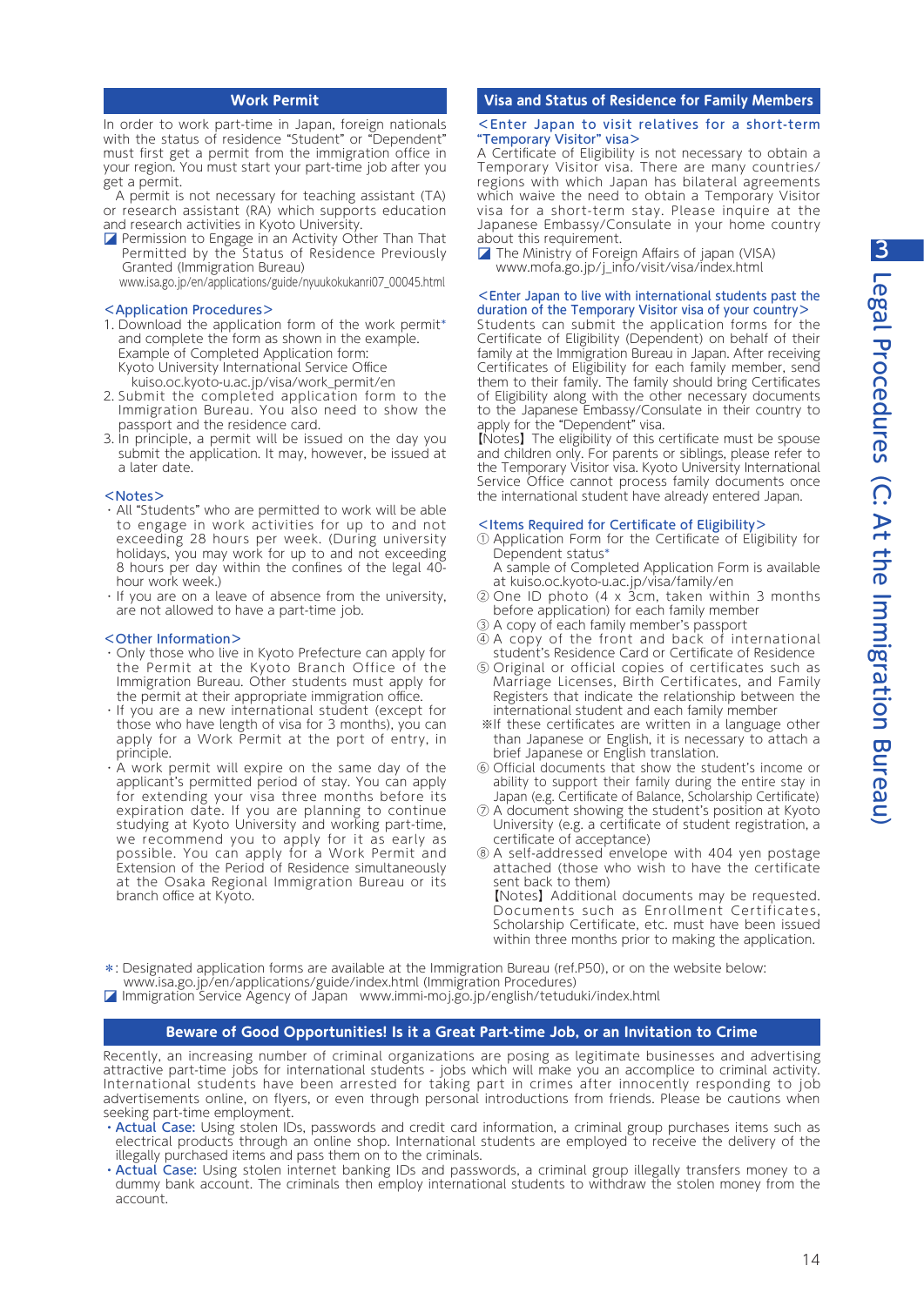## Work Permit

In order to work part-time in Japan, foreign nationals with the status of residence "Student" or "Dependent" must first get a permit from the immigration office in your region. You must start your part-time job after you get a permit.

A permit is not necessary for teaching assistant (TA) or research assistant (RA) which supports education and research activities in Kyoto University.

- Permission to Engage in an Activity Other Than That Permitted by the Status of Residence Previously Granted (Immigration Bureau)
  www.isa.go.jp/en/applications/guide/nyuukokukanri07_00045.html

### <Application Procedures>

1. Download the application form of the work permit* and complete the form as shown in the example.
   Example of Completed Application form:
   Kyoto University International Service Office
   kuiso.oc.kyoto-u.ac.jp/visa/work_permit/en
2. Submit the completed application form to the Immigration Bureau. You also need to show the passport and the residence card.
3. In principle, a permit will be issued on the day you submit the application. It may, however, be issued at a later date.

### <Notes>

- All "Students" who are permitted to work will be able to engage in work activities for up to and not exceeding 28 hours per week. (During university holidays, you may work for up to and not exceeding 8 hours per day within the confines of the legal 40-hour work week.)
- If you are on a leave of absence from the university, are not allowed to have a part-time job.

### <Other Information>

- Only those who live in Kyoto Prefecture can apply for the Permit at the Kyoto Branch Office of the Immigration Bureau. Other students must apply for the permit at their appropriate immigration office.
- If you are a new international student (except for those who have length of visa for 3 months), you can apply for a Work Permit at the port of entry, in principle.
- A work permit will expire on the same day of the applicant's permitted period of stay. You can apply for extending your visa three months before its expiration date. If you are planning to continue studying at Kyoto University and working part-time, we recommend you to apply for it as early as possible. You can apply for a Work Permit and Extension of the Period of Residence simultaneously at the Osaka Regional Immigration Bureau or its branch office at Kyoto.

## Visa and Status of Residence for Family Members

### <Enter Japan to visit relatives for a short-term "Temporary Visitor" visa>

A Certificate of Eligibility is not necessary to obtain a Temporary Visitor visa. There are many countries/regions with which Japan has bilateral agreements which waive the need to obtain a Temporary Visitor visa for a short-term stay. Please inquire at the Japanese Embassy/Consulate in your home country about this requirement.

- The Ministry of Foreign Affairs of japan (VISA)
  www.mofa.go.jp/j_info/visit/visa/index.html

### <Enter Japan to live with international students past the duration of the Temporary Visitor visa of your country>

Students can submit the application forms for the Certificate of Eligibility (Dependent) on behalf of their family at the Immigration Bureau in Japan. After receiving Certificates of Eligibility for each family member, send them to their family. The family should bring Certificates of Eligibility along with the other necessary documents to the Japanese Embassy/Consulate in their country to apply for the "Dependent" visa.

【Notes】The eligibility of this certificate must be spouse and children only. For parents or siblings, please refer to the Temporary Visitor visa. Kyoto University International Service Office cannot process family documents once the international student have already entered Japan.

### <Items Required for Certificate of Eligibility>

① Application Form for the Certificate of Eligibility for Dependent status*
A sample of Completed Application Form is available at kuiso.oc.kyoto-u.ac.jp/visa/family/en

② One ID photo (4 x 3cm, taken within 3 months before application) for each family member

③ A copy of each family member's passport

④ A copy of the front and back of international student's Residence Card or Certificate of Residence

⑤ Original or official copies of certificates such as Marriage Licenses, Birth Certificates, and Family Registers that indicate the relationship between the international student and each family member

※If these certificates are written in a language other than Japanese or English, it is necessary to attach a brief Japanese or English translation.

⑥ Official documents that show the student's income or ability to support their family during the entire stay in Japan (e.g. Certificate of Balance, Scholarship Certificate)

⑦ A document showing the student's position at Kyoto University (e.g. a certificate of student registration, a certificate of acceptance)

⑧ A self-addressed envelope with 404 yen postage attached (those who wish to have the certificate sent back to them)

【Notes】Additional documents may be requested. Documents such as Enrollment Certificates, Scholarship Certificate, etc. must have been issued within three months prior to making the application.

*: Designated application forms are available at the Immigration Bureau (ref.P50), or on the website below:
www.isa.go.jp/en/applications/guide/index.html (Immigration Procedures)

- Immigration Service Agency of Japan www.immi-moj.go.jp/english/tetuduki/index.html

## Beware of Good Opportunities! Is it a Great Part-time Job, or an Invitation to Crime

Recently, an increasing number of criminal organizations are posing as legitimate businesses and advertising attractive part-time jobs for international students - jobs which will make you an accomplice to criminal activity. International students have been arrested for taking part in crimes after innocently responding to job advertisements online, on flyers, or even through personal introductions from friends. Please be cautions when seeking part-time employment.

- Actual Case: Using stolen IDs, passwords and credit card information, a criminal group purchases items such as electrical products through an online shop. International students are employed to receive the delivery of the illegally purchased items and pass them on to the criminals.
- Actual Case: Using stolen internet banking IDs and passwords, a criminal group illegally transfers money to a dummy bank account. The criminals then employ international students to withdraw the stolen money from the account.